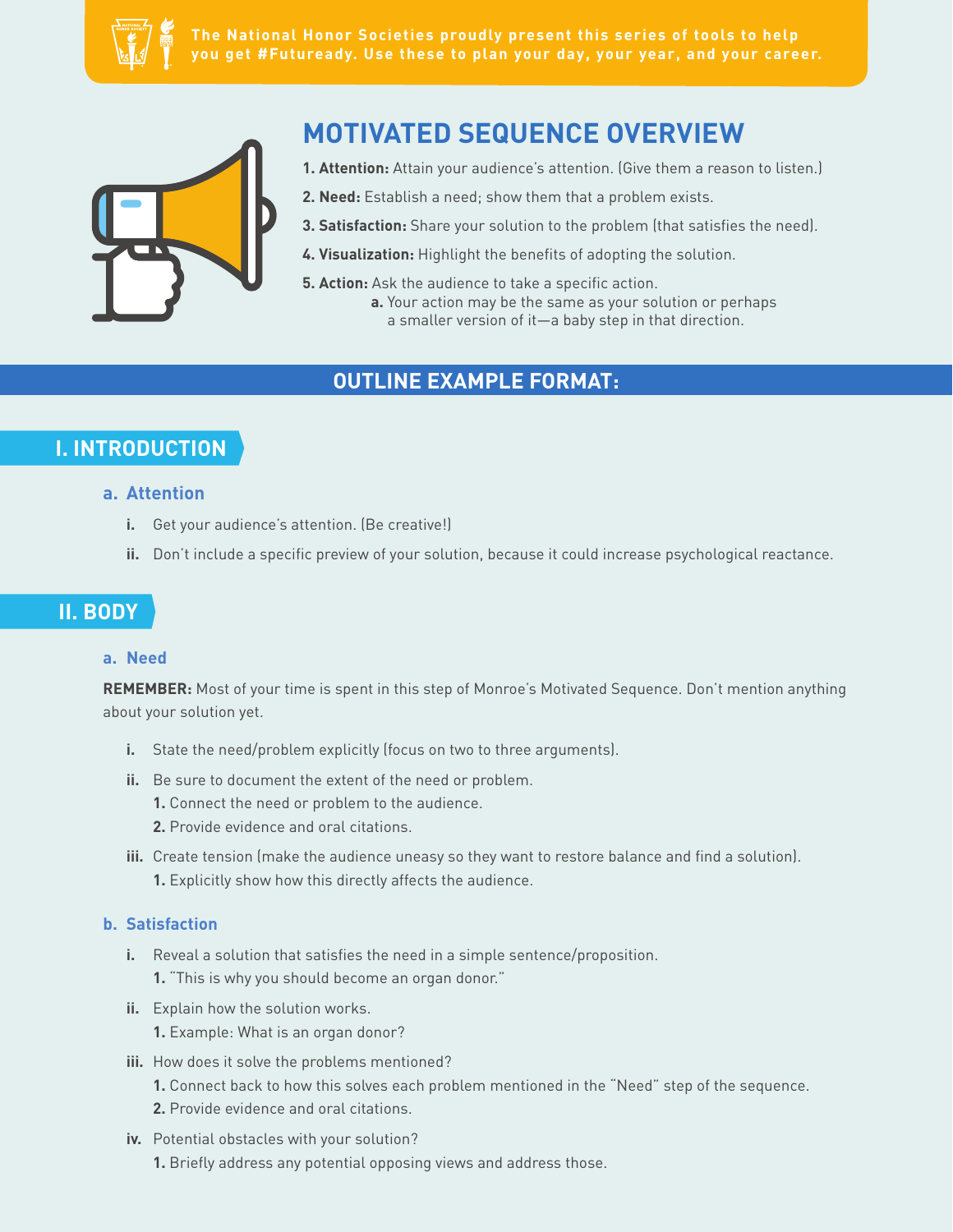The National Honor Societies proudly present this series of tools to help you get #Futuready. Use these to plan your day, your year, and your career.

# MOTIVATED SEQUENCE OVERVIEW

**1. Attention:** Attain your audience's attention. (Give them a reason to listen.)

**2. Need:** Establish a need; show them that a problem exists.

**3. Satisfaction:** Share your solution to the problem (that satisfies the need).

**4. Visualization:** Highlight the benefits of adopting the solution.

**5. Action:** Ask the audience to take a specific action.

- **a.** Your action may be the same as your solution or perhaps a smaller version of it—a baby step in that direction.

## OUTLINE EXAMPLE FORMAT:

## I. INTRODUCTION

### a. Attention

- **i.** Get your audience's attention. (Be creative!)
- **ii.** Don't include a specific preview of your solution, because it could increase psychological reactance.

## II. BODY

### a. Need

**REMEMBER:** Most of your time is spent in this step of Monroe's Motivated Sequence. Don't mention anything about your solution yet.

- **i.** State the need/problem explicitly (focus on two to three arguments).
- **ii.** Be sure to document the extent of the need or problem.
  - **1.** Connect the need or problem to the audience.
  - **2.** Provide evidence and oral citations.
- **iii.** Create tension (make the audience uneasy so they want to restore balance and find a solution).
  - **1.** Explicitly show how this directly affects the audience.

### b. Satisfaction

- **i.** Reveal a solution that satisfies the need in a simple sentence/proposition.
  - **1.** "This is why you should become an organ donor."
- **ii.** Explain how the solution works.
  - **1.** Example: What is an organ donor?
- **iii.** How does it solve the problems mentioned?
  - **1.** Connect back to how this solves each problem mentioned in the "Need" step of the sequence.
  - **2.** Provide evidence and oral citations.
- **iv.** Potential obstacles with your solution?
  - **1.** Briefly address any potential opposing views and address those.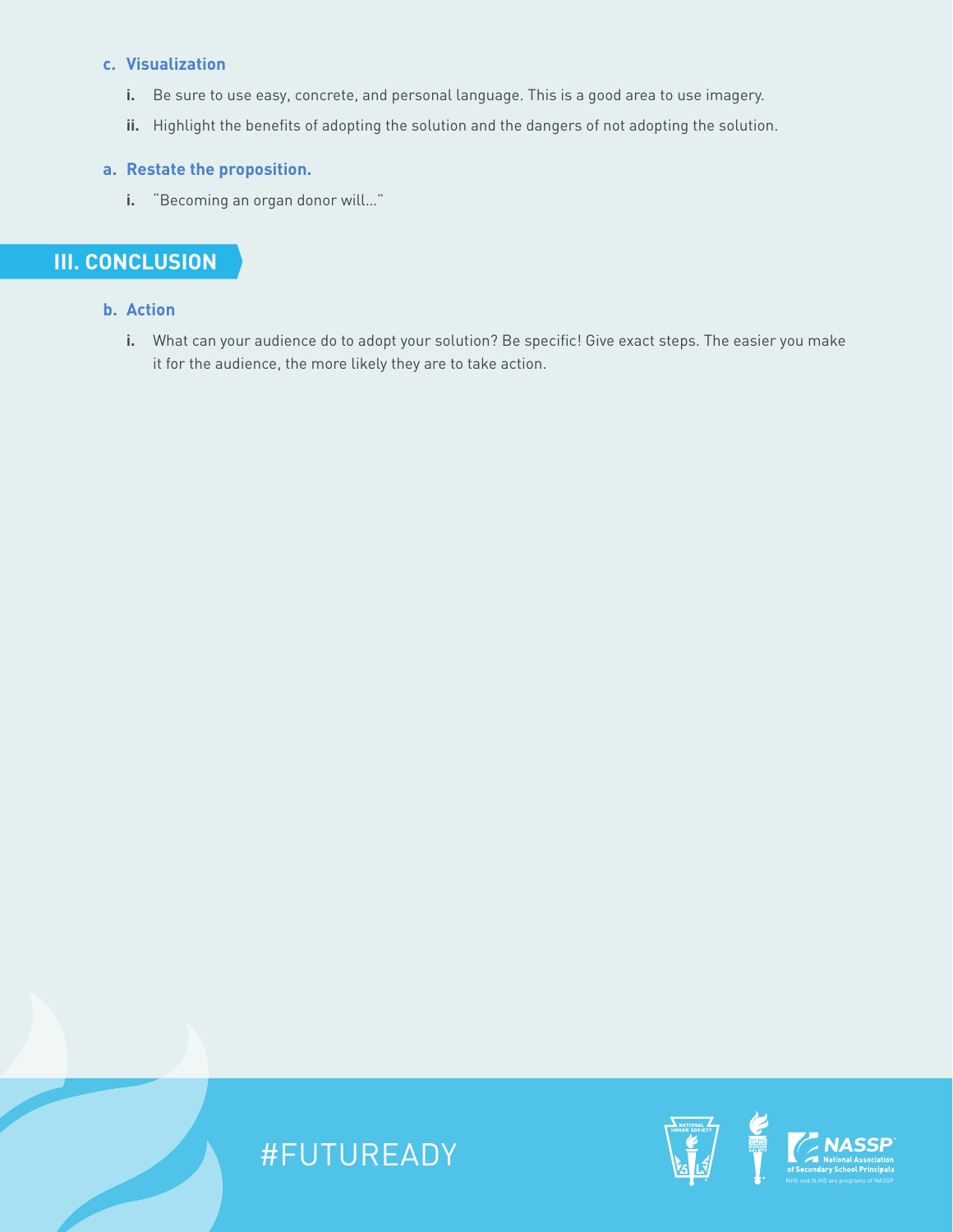c. **Visualization**

   i. Be sure to use easy, concrete, and personal language. This is a good area to use imagery.

   ii. Highlight the benefits of adopting the solution and the dangers of not adopting the solution.

a. **Restate the proposition.**

   i. "Becoming an organ donor will..."

## III. CONCLUSION

b. **Action**

   i. What can your audience do to adopt your solution? Be specific! Give exact steps. The easier you make it for the audience, the more likely they are to take action.

#FUTUREADY

NASSP National Association of Secondary School Principals

NHS and NJHS are programs of NASSP